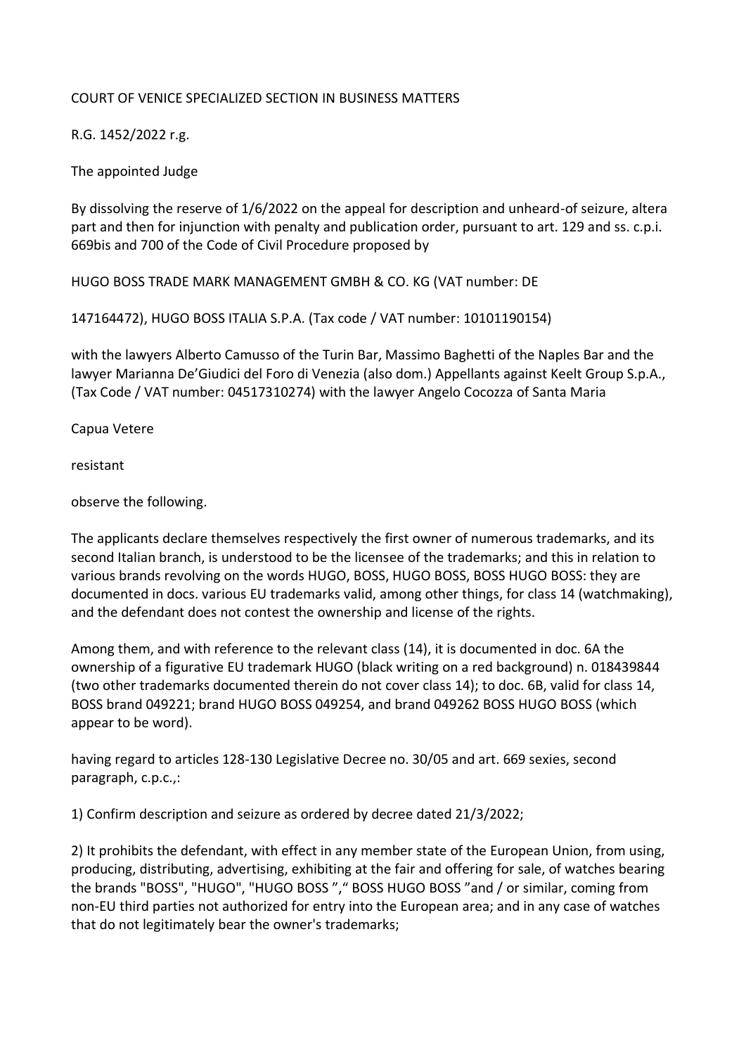COURT OF VENICE SPECIALIZED SECTION IN BUSINESS MATTERS

R.G. 1452/2022 r.g.

The appointed Judge

By dissolving the reserve of 1/6/2022 on the appeal for description and unheard-of seizure, altera part and then for injunction with penalty and publication order, pursuant to art. 129 and ss. c.p.i. 669bis and 700 of the Code of Civil Procedure proposed by

HUGO BOSS TRADE MARK MANAGEMENT GMBH & CO. KG (VAT number: DE

147164472), HUGO BOSS ITALIA S.P.A. (Tax code / VAT number: 10101190154)

with the lawyers Alberto Camusso of the Turin Bar, Massimo Baghetti of the Naples Bar and the lawyer Marianna De'Giudici del Foro di Venezia (also dom.) Appellants against Keelt Group S.p.A., (Tax Code / VAT number: 04517310274) with the lawyer Angelo Cocozza of Santa Maria

Capua Vetere

resistant

observe the following.

The applicants declare themselves respectively the first owner of numerous trademarks, and its second Italian branch, is understood to be the licensee of the trademarks; and this in relation to various brands revolving on the words HUGO, BOSS, HUGO BOSS, BOSS HUGO BOSS: they are documented in docs. various EU trademarks valid, among other things, for class 14 (watchmaking), and the defendant does not contest the ownership and license of the rights.

Among them, and with reference to the relevant class (14), it is documented in doc. 6A the ownership of a figurative EU trademark HUGO (black writing on a red background) n. 018439844 (two other trademarks documented therein do not cover class 14); to doc. 6B, valid for class 14, BOSS brand 049221; brand HUGO BOSS 049254, and brand 049262 BOSS HUGO BOSS (which appear to be word).

having regard to articles 128-130 Legislative Decree no. 30/05 and art. 669 sexies, second paragraph, c.p.c.,:

1) Confirm description and seizure as ordered by decree dated 21/3/2022;

2) It prohibits the defendant, with effect in any member state of the European Union, from using, producing, distributing, advertising, exhibiting at the fair and offering for sale, of watches bearing the brands "BOSS", "HUGO", "HUGO BOSS "," BOSS HUGO BOSS "and / or similar, coming from non-EU third parties not authorized for entry into the European area; and in any case of watches that do not legitimately bear the owner's trademarks;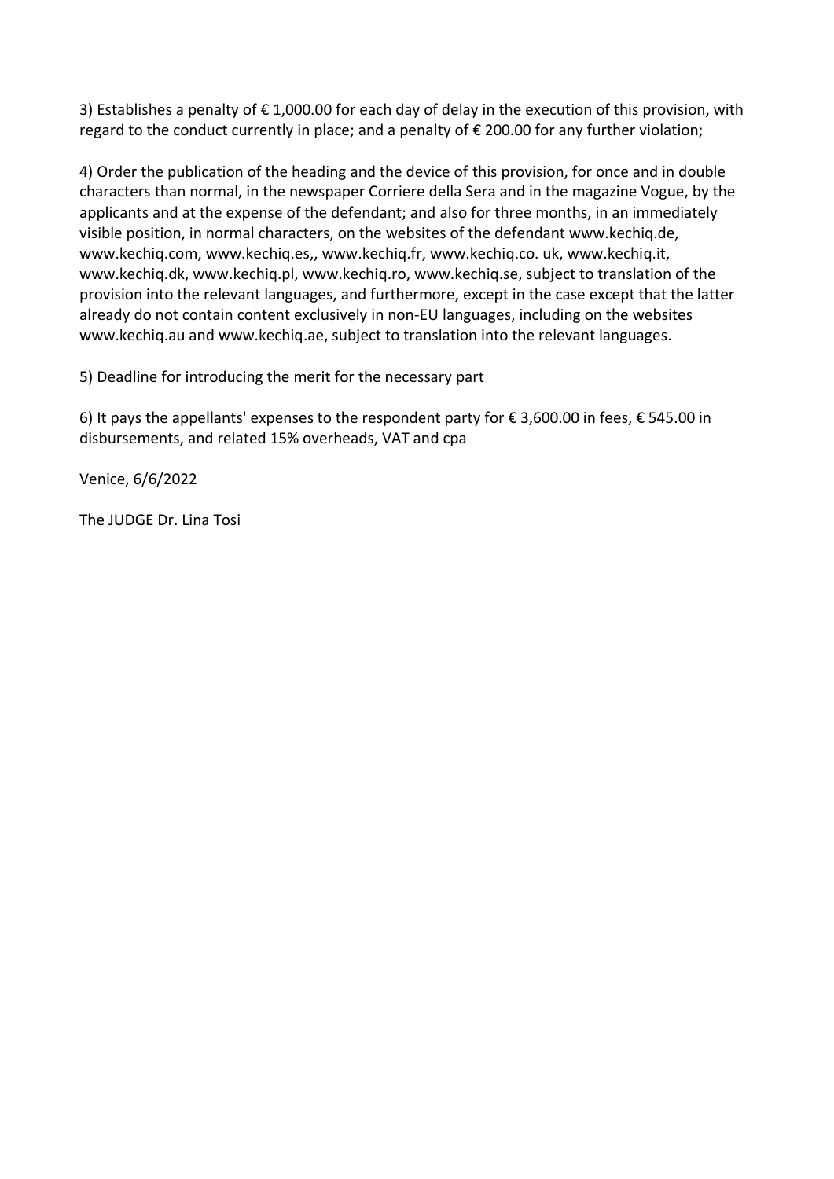3) Establishes a penalty of € 1,000.00 for each day of delay in the execution of this provision, with regard to the conduct currently in place; and a penalty of € 200.00 for any further violation;

4) Order the publication of the heading and the device of this provision, for once and in double characters than normal, in the newspaper Corriere della Sera and in the magazine Vogue, by the applicants and at the expense of the defendant; and also for three months, in an immediately visible position, in normal characters, on the websites of the defendant www.kechiq.de, www.kechiq.com, www.kechiq.es,, www.kechiq.fr, www.kechiq.co. uk, www.kechiq.it, www.kechiq.dk, www.kechiq.pl, www.kechiq.ro, www.kechiq.se, subject to translation of the provision into the relevant languages, and furthermore, except in the case except that the latter already do not contain content exclusively in non-EU languages, including on the websites www.kechiq.au and www.kechiq.ae, subject to translation into the relevant languages.

5) Deadline for introducing the merit for the necessary part

6) It pays the appellants' expenses to the respondent party for € 3,600.00 in fees, € 545.00 in disbursements, and related 15% overheads, VAT and cpa

Venice, 6/6/2022

The JUDGE Dr. Lina Tosi